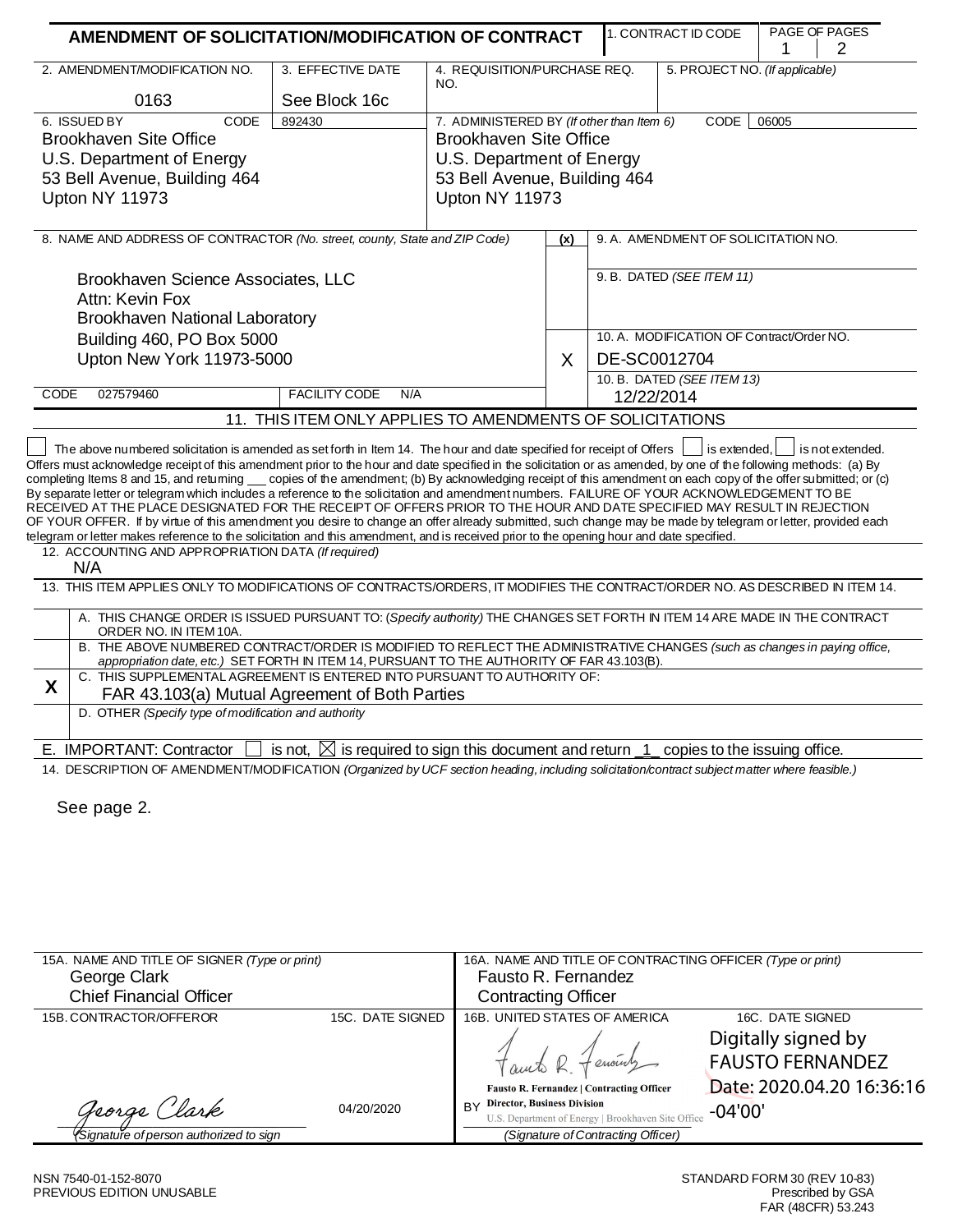# AMENDMENT OF SOLICITATION/MODIFICATION OF CONTRACT

| 1. CONTRACT ID CODE | PAGE OF PAGES |
|---|---|
| | 1 \| 2 |

| 2. AMENDMENT/MODIFICATION NO. | 3. EFFECTIVE DATE | 4. REQUISITION/PURCHASE REQ. NO. | 5. PROJECT NO. *(If applicable)* |
|---|---|---|---|
| 0163 | See Block 16c | | |

| 6. ISSUED BY CODE 892430 | 7. ADMINISTERED BY *(If other than Item 6)* CODE 06005 |
|---|---|
| Brookhaven Site Office<br>U.S. Department of Energy<br>53 Bell Avenue, Building 464<br>Upton NY 11973 | Brookhaven Site Office<br>U.S. Department of Energy<br>53 Bell Avenue, Building 464<br>Upton NY 11973 |

8. NAME AND ADDRESS OF CONTRACTOR *(No. street, county, State and ZIP Code)*

Brookhaven Science Associates, LLC
Attn: Kevin Fox
Brookhaven National Laboratory
Building 460, PO Box 5000
Upton New York 11973-5000

CODE 027579460 FACILITY CODE N/A

| (x) | |
|---|---|
| | 9. A. AMENDMENT OF SOLICITATION NO. |
| | 9. B. DATED *(SEE ITEM 11)* |
| X | 10. A. MODIFICATION OF Contract/Order NO. DE-SC0012704 |
| | 10. B. DATED *(SEE ITEM 13)* 12/22/2014 |

## 11. THIS ITEM ONLY APPLIES TO AMENDMENTS OF SOLICITATIONS

☐ The above numbered solicitation is amended as set forth in Item 14. The hour and date specified for receipt of Offers ☐ is extended, ☐ is not extended. Offers must acknowledge receipt of this amendment prior to the hour and date specified in the solicitation or as amended, by one of the following methods: (a) By completing Items 8 and 15, and returning ___ copies of the amendment; (b) By acknowledging receipt of this amendment on each copy of the offer submitted; or (c) By separate letter or telegram which includes a reference to the solicitation and amendment numbers. FAILURE OF YOUR ACKNOWLEDGEMENT TO BE RECEIVED AT THE PLACE DESIGNATED FOR THE RECEIPT OF OFFERS PRIOR TO THE HOUR AND DATE SPECIFIED MAY RESULT IN REJECTION OF YOUR OFFER. If by virtue of this amendment you desire to change an offer already submitted, such change may be made by telegram or letter, provided each telegram or letter makes reference to the solicitation and this amendment, and is received prior to the opening hour and date specified.

12. ACCOUNTING AND APPROPRIATION DATA *(If required)*
N/A

## 13. THIS ITEM APPLIES ONLY TO MODIFICATIONS OF CONTRACTS/ORDERS, IT MODIFIES THE CONTRACT/ORDER NO. AS DESCRIBED IN ITEM 14.

| | |
|---|---|
| | A. THIS CHANGE ORDER IS ISSUED PURSUANT TO: *(Specify authority)* THE CHANGES SET FORTH IN ITEM 14 ARE MADE IN THE CONTRACT ORDER NO. IN ITEM 10A. |
| | B. THE ABOVE NUMBERED CONTRACT/ORDER IS MODIFIED TO REFLECT THE ADMINISTRATIVE CHANGES *(such as changes in paying office, appropriation date, etc.)* SET FORTH IN ITEM 14, PURSUANT TO THE AUTHORITY OF FAR 43.103(B). |
| X | C. THIS SUPPLEMENTAL AGREEMENT IS ENTERED INTO PURSUANT TO AUTHORITY OF:<br>FAR 43.103(a) Mutual Agreement of Both Parties |
| | D. OTHER *(Specify type of modification and authority* |

E. IMPORTANT: Contractor ☐ is not, ☒ is required to sign this document and return _1_ copies to the issuing office.

14. DESCRIPTION OF AMENDMENT/MODIFICATION *(Organized by UCF section heading, including solicitation/contract subject matter where feasible.)*

See page 2.

| 15A. NAME AND TITLE OF SIGNER *(Type or print)* | | 16A. NAME AND TITLE OF CONTRACTING OFFICER *(Type or print)* | |
|---|---|---|---|
| George Clark<br>Chief Financial Officer | | Fausto R. Fernandez<br>Contracting Officer | |
| 15B. CONTRACTOR/OFFEROR | 15C. DATE SIGNED | 16B. UNITED STATES OF AMERICA | 16C. DATE SIGNED |
| George Clark<br>*(Signature of person authorized to sign* | 04/20/2020 | Fausto R. Fernandez \| Contracting Officer<br>Director, Business Division<br>U.S. Department of Energy \| Brookhaven Site Office<br>BY *(Signature of Contracting Officer)* | Digitally signed by FAUSTO FERNANDEZ<br>Date: 2020.04.20 16:36:16 -04'00' |

NSN 7540-01-152-8070
PREVIOUS EDITION UNUSABLE

STANDARD FORM 30 (REV 10-83)
Prescribed by GSA
FAR (48CFR) 53.243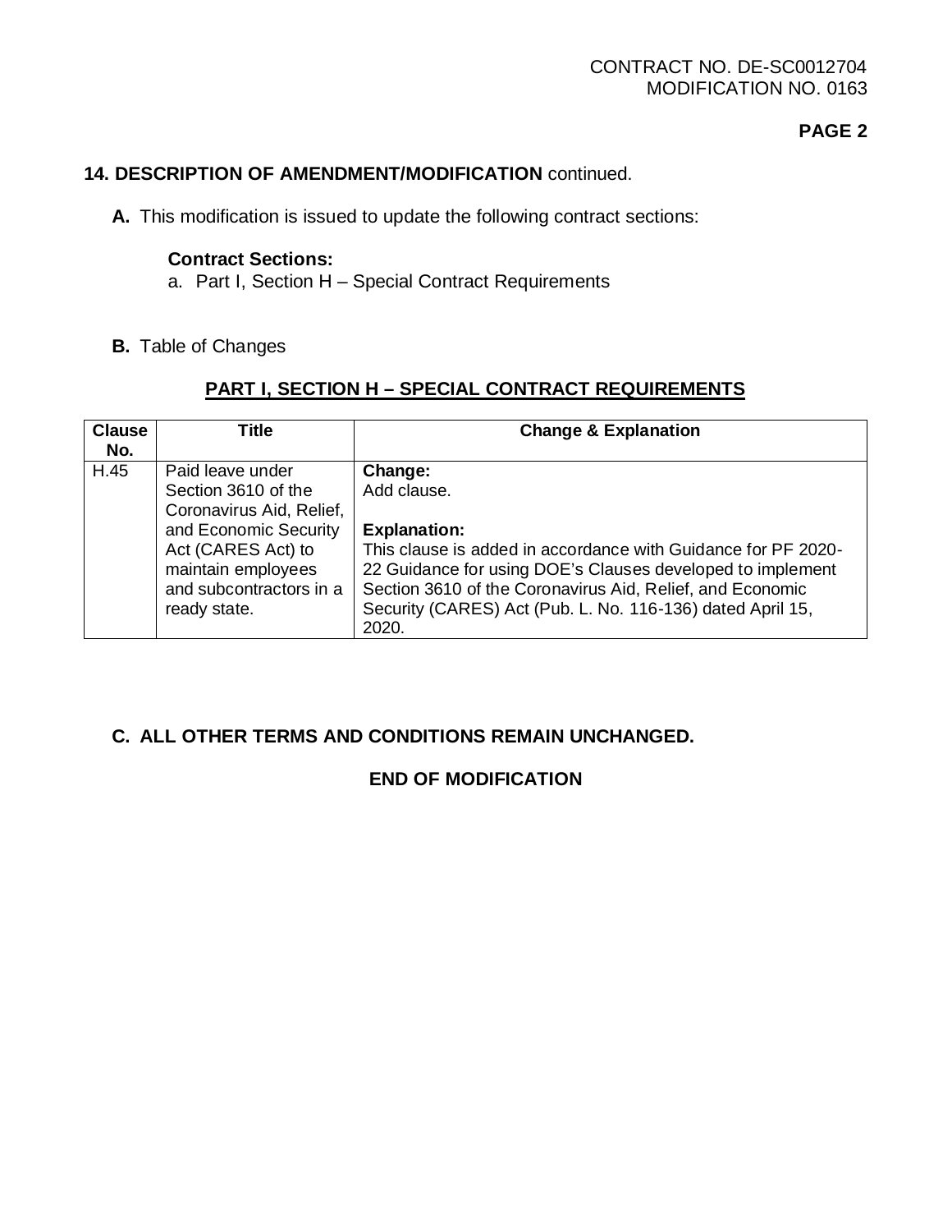**14. DESCRIPTION OF AMENDMENT/MODIFICATION** continued.

**A.** This modification is issued to update the following contract sections:

**Contract Sections:**

a. Part I, Section H – Special Contract Requirements

**B.** Table of Changes

## PART I, SECTION H – SPECIAL CONTRACT REQUIREMENTS

| Clause No. | Title | Change & Explanation |
|---|---|---|
| H.45 | Paid leave under Section 3610 of the Coronavirus Aid, Relief, and Economic Security Act (CARES Act) to maintain employees and subcontractors in a ready state. | **Change:** Add clause. <br><br> **Explanation:** This clause is added in accordance with Guidance for PF 2020-22 Guidance for using DOE's Clauses developed to implement Section 3610 of the Coronavirus Aid, Relief, and Economic Security (CARES) Act (Pub. L. No. 116-136) dated April 15, 2020. |

**C. ALL OTHER TERMS AND CONDITIONS REMAIN UNCHANGED.**

**END OF MODIFICATION**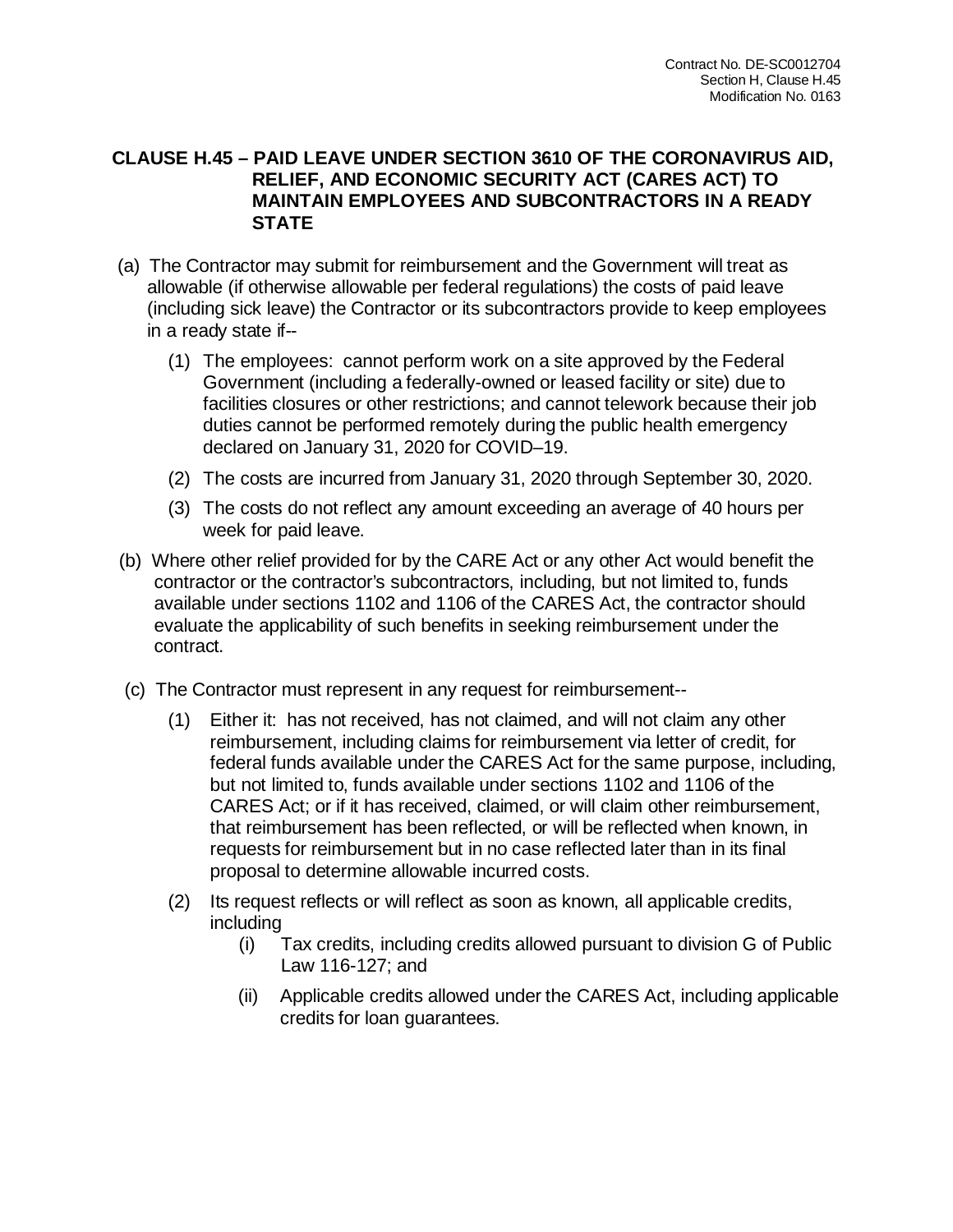## CLAUSE H.45 – PAID LEAVE UNDER SECTION 3610 OF THE CORONAVIRUS AID, RELIEF, AND ECONOMIC SECURITY ACT (CARES ACT) TO MAINTAIN EMPLOYEES AND SUBCONTRACTORS IN A READY STATE

(a) The Contractor may submit for reimbursement and the Government will treat as allowable (if otherwise allowable per federal regulations) the costs of paid leave (including sick leave) the Contractor or its subcontractors provide to keep employees in a ready state if--

(1) The employees: cannot perform work on a site approved by the Federal Government (including a federally-owned or leased facility or site) due to facilities closures or other restrictions; and cannot telework because their job duties cannot be performed remotely during the public health emergency declared on January 31, 2020 for COVID–19.

(2) The costs are incurred from January 31, 2020 through September 30, 2020.

(3) The costs do not reflect any amount exceeding an average of 40 hours per week for paid leave.

(b) Where other relief provided for by the CARE Act or any other Act would benefit the contractor or the contractor's subcontractors, including, but not limited to, funds available under sections 1102 and 1106 of the CARES Act, the contractor should evaluate the applicability of such benefits in seeking reimbursement under the contract.

(c) The Contractor must represent in any request for reimbursement--

(1) Either it: has not received, has not claimed, and will not claim any other reimbursement, including claims for reimbursement via letter of credit, for federal funds available under the CARES Act for the same purpose, including, but not limited to, funds available under sections 1102 and 1106 of the CARES Act; or if it has received, claimed, or will claim other reimbursement, that reimbursement has been reflected, or will be reflected when known, in requests for reimbursement but in no case reflected later than in its final proposal to determine allowable incurred costs.

(2) Its request reflects or will reflect as soon as known, all applicable credits, including

(i) Tax credits, including credits allowed pursuant to division G of Public Law 116-127; and

(ii) Applicable credits allowed under the CARES Act, including applicable credits for loan guarantees.